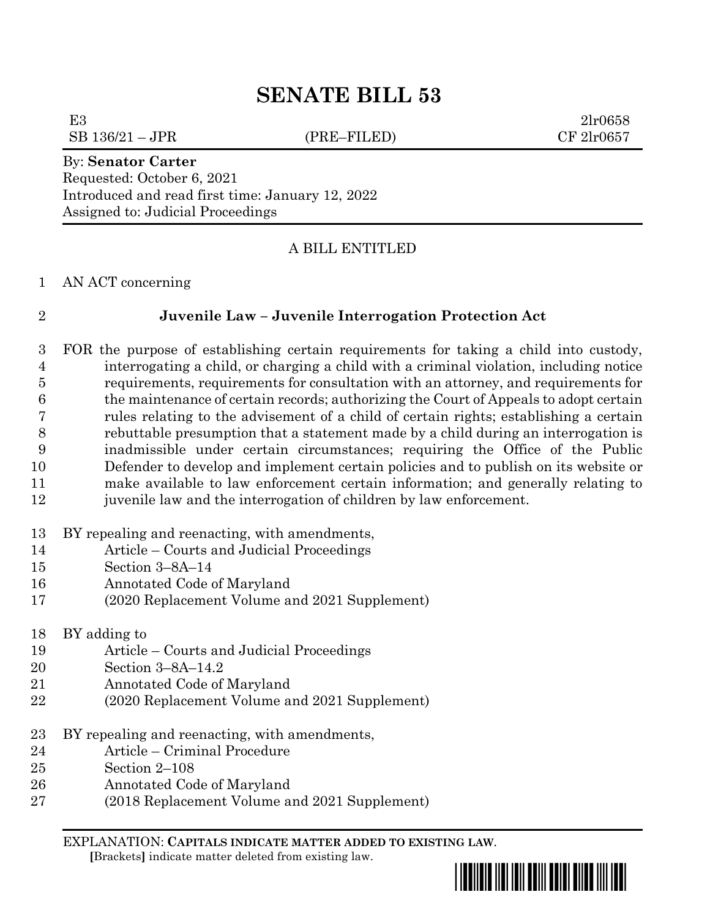# SENATE BILL 53

E3 2lr0658
SB 136/21 – JPR (PRE–FILED) CF 2lr0657

By: **Senator Carter**
Requested: October 6, 2021
Introduced and read first time: January 12, 2022
Assigned to: Judicial Proceedings

A BILL ENTITLED

1 AN ACT concerning

2 **Juvenile Law – Juvenile Interrogation Protection Act**

3 FOR the purpose of establishing certain requirements for taking a child into custody,
4 interrogating a child, or charging a child with a criminal violation, including notice
5 requirements, requirements for consultation with an attorney, and requirements for
6 the maintenance of certain records; authorizing the Court of Appeals to adopt certain
7 rules relating to the advisement of a child of certain rights; establishing a certain
8 rebuttable presumption that a statement made by a child during an interrogation is
9 inadmissible under certain circumstances; requiring the Office of the Public
10 Defender to develop and implement certain policies and to publish on its website or
11 make available to law enforcement certain information; and generally relating to
12 juvenile law and the interrogation of children by law enforcement.

13 BY repealing and reenacting, with amendments,
14 Article – Courts and Judicial Proceedings
15 Section 3–8A–14
16 Annotated Code of Maryland
17 (2020 Replacement Volume and 2021 Supplement)

18 BY adding to
19 Article – Courts and Judicial Proceedings
20 Section 3–8A–14.2
21 Annotated Code of Maryland
22 (2020 Replacement Volume and 2021 Supplement)

23 BY repealing and reenacting, with amendments,
24 Article – Criminal Procedure
25 Section 2–108
26 Annotated Code of Maryland
27 (2018 Replacement Volume and 2021 Supplement)

EXPLANATION: **CAPITALS INDICATE MATTER ADDED TO EXISTING LAW**.
**[**Brackets**]** indicate matter deleted from existing law.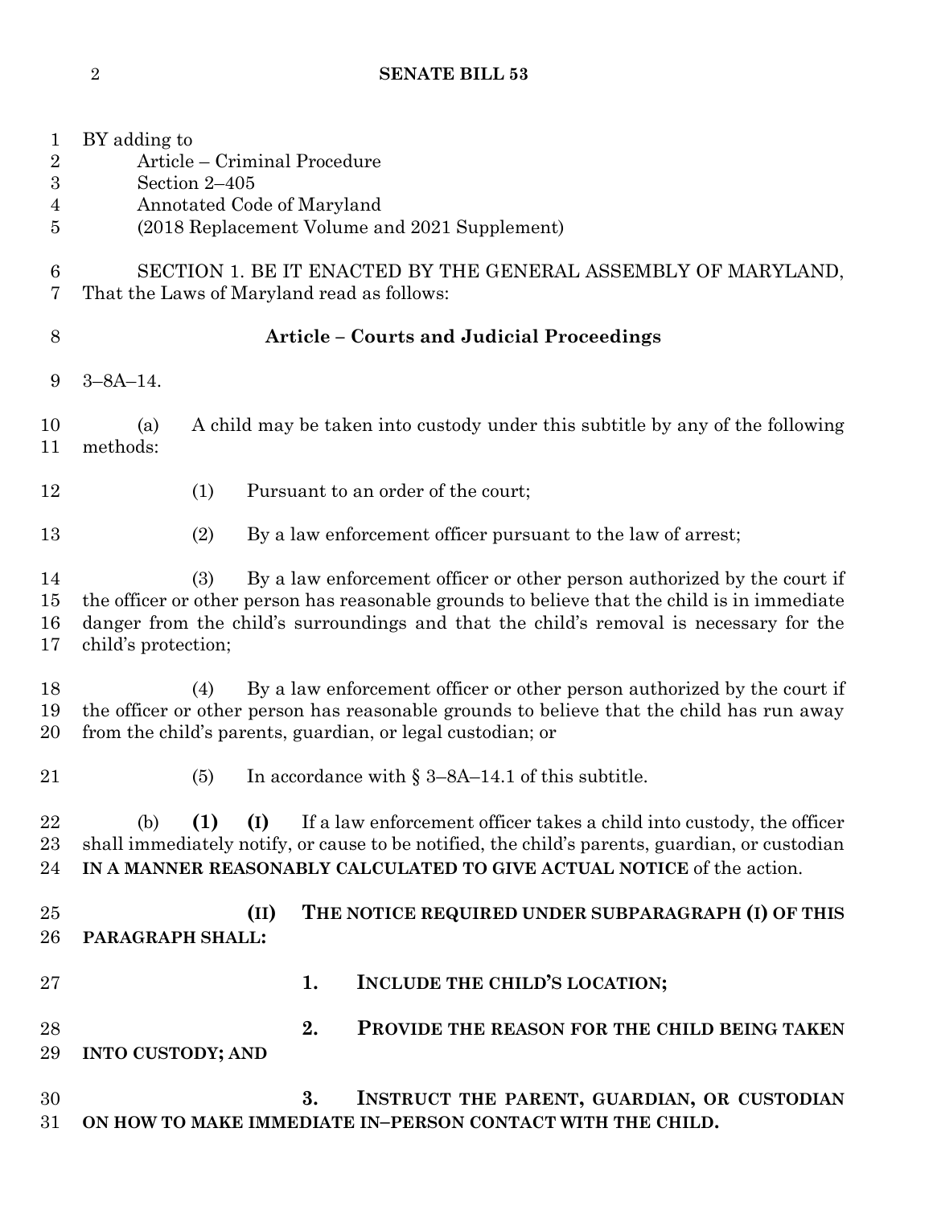BY adding to
Article – Criminal Procedure
Section 2–405
Annotated Code of Maryland
(2018 Replacement Volume and 2021 Supplement)

SECTION 1. BE IT ENACTED BY THE GENERAL ASSEMBLY OF MARYLAND, That the Laws of Maryland read as follows:

**Article – Courts and Judicial Proceedings**

3–8A–14.

(a) A child may be taken into custody under this subtitle by any of the following methods:

(1) Pursuant to an order of the court;

(2) By a law enforcement officer pursuant to the law of arrest;

(3) By a law enforcement officer or other person authorized by the court if the officer or other person has reasonable grounds to believe that the child is in immediate danger from the child's surroundings and that the child's removal is necessary for the child's protection;

(4) By a law enforcement officer or other person authorized by the court if the officer or other person has reasonable grounds to believe that the child has run away from the child's parents, guardian, or legal custodian; or

(5) In accordance with § 3–8A–14.1 of this subtitle.

(b) **(1)** **(I)** If a law enforcement officer takes a child into custody, the officer shall immediately notify, or cause to be notified, the child's parents, guardian, or custodian **IN A MANNER REASONABLY CALCULATED TO GIVE ACTUAL NOTICE** of the action.

**(II)** **THE NOTICE REQUIRED UNDER SUBPARAGRAPH (I) OF THIS PARAGRAPH SHALL:**

**1.** **INCLUDE THE CHILD'S LOCATION;**

**2.** **PROVIDE THE REASON FOR THE CHILD BEING TAKEN INTO CUSTODY; AND**

**3.** **INSTRUCT THE PARENT, GUARDIAN, OR CUSTODIAN ON HOW TO MAKE IMMEDIATE IN–PERSON CONTACT WITH THE CHILD.**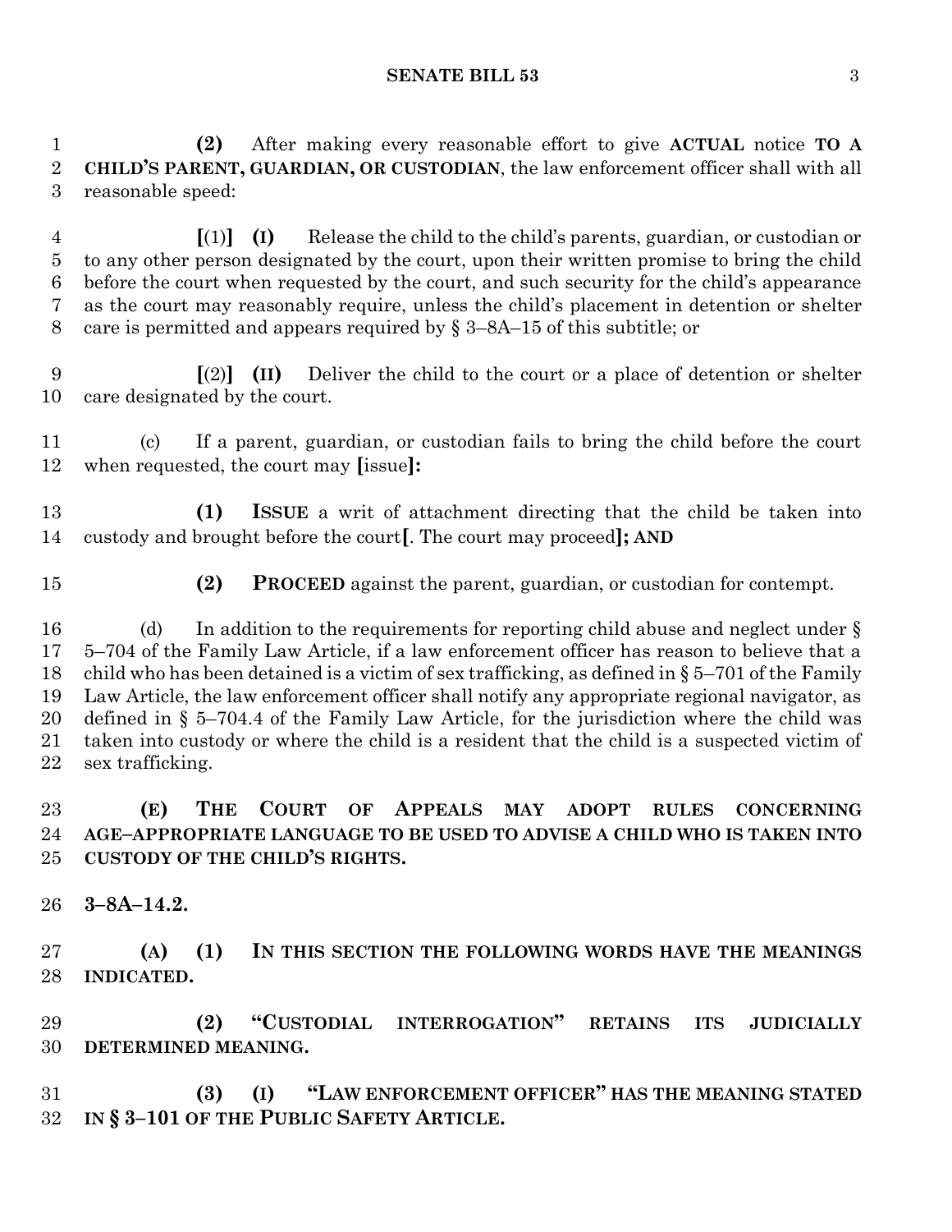**(2)** After making every reasonable effort to give **ACTUAL** notice **TO A CHILD'S PARENT, GUARDIAN, OR CUSTODIAN**, the law enforcement officer shall with all reasonable speed:

**[**(1)**]** **(I)** Release the child to the child's parents, guardian, or custodian or to any other person designated by the court, upon their written promise to bring the child before the court when requested by the court, and such security for the child's appearance as the court may reasonably require, unless the child's placement in detention or shelter care is permitted and appears required by § 3–8A–15 of this subtitle; or

**[**(2)**]** **(II)** Deliver the child to the court or a place of detention or shelter care designated by the court.

(c) If a parent, guardian, or custodian fails to bring the child before the court when requested, the court may **[**issue**]:**

**(1) ISSUE** a writ of attachment directing that the child be taken into custody and brought before the court**[**. The court may proceed**]; AND**

**(2) PROCEED** against the parent, guardian, or custodian for contempt.

(d) In addition to the requirements for reporting child abuse and neglect under § 5–704 of the Family Law Article, if a law enforcement officer has reason to believe that a child who has been detained is a victim of sex trafficking, as defined in § 5–701 of the Family Law Article, the law enforcement officer shall notify any appropriate regional navigator, as defined in § 5–704.4 of the Family Law Article, for the jurisdiction where the child was taken into custody or where the child is a resident that the child is a suspected victim of sex trafficking.

**(E) THE COURT OF APPEALS MAY ADOPT RULES CONCERNING AGE–APPROPRIATE LANGUAGE TO BE USED TO ADVISE A CHILD WHO IS TAKEN INTO CUSTODY OF THE CHILD'S RIGHTS.**

**3–8A–14.2.**

**(A) (1) IN THIS SECTION THE FOLLOWING WORDS HAVE THE MEANINGS INDICATED.**

**(2) "CUSTODIAL INTERROGATION" RETAINS ITS JUDICIALLY DETERMINED MEANING.**

**(3) (I) "LAW ENFORCEMENT OFFICER" HAS THE MEANING STATED IN § 3–101 OF THE PUBLIC SAFETY ARTICLE.**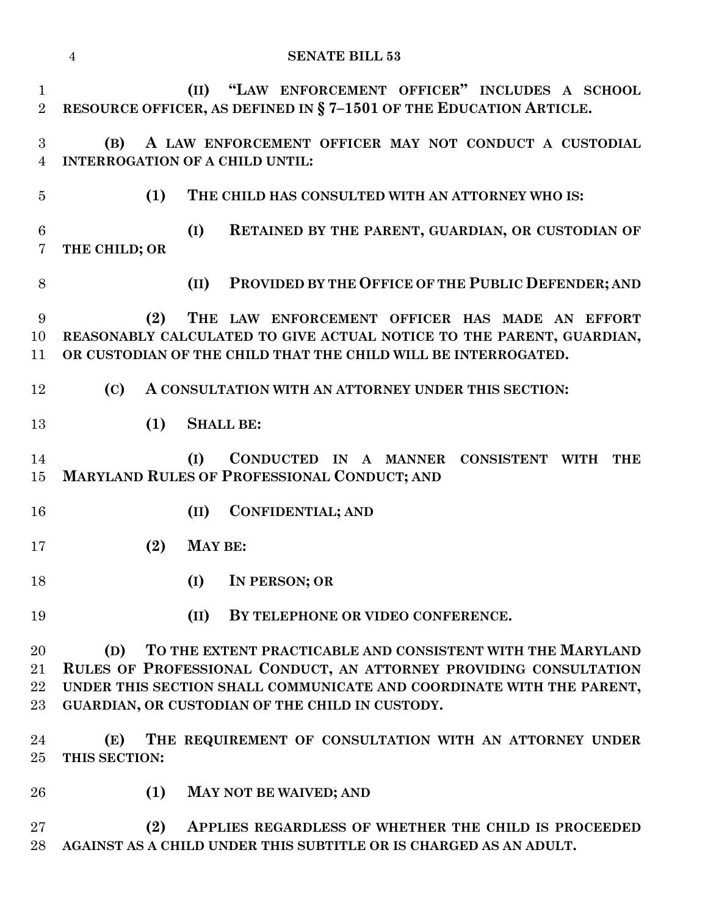(II) "LAW ENFORCEMENT OFFICER" INCLUDES A SCHOOL RESOURCE OFFICER, AS DEFINED IN § 7–1501 OF THE EDUCATION ARTICLE.

(B) A LAW ENFORCEMENT OFFICER MAY NOT CONDUCT A CUSTODIAL INTERROGATION OF A CHILD UNTIL:

(1) THE CHILD HAS CONSULTED WITH AN ATTORNEY WHO IS:

(I) RETAINED BY THE PARENT, GUARDIAN, OR CUSTODIAN OF THE CHILD; OR

(II) PROVIDED BY THE OFFICE OF THE PUBLIC DEFENDER; AND

(2) THE LAW ENFORCEMENT OFFICER HAS MADE AN EFFORT REASONABLY CALCULATED TO GIVE ACTUAL NOTICE TO THE PARENT, GUARDIAN, OR CUSTODIAN OF THE CHILD THAT THE CHILD WILL BE INTERROGATED.

(C) A CONSULTATION WITH AN ATTORNEY UNDER THIS SECTION:

(1) SHALL BE:

(I) CONDUCTED IN A MANNER CONSISTENT WITH THE MARYLAND RULES OF PROFESSIONAL CONDUCT; AND

(II) CONFIDENTIAL; AND

(2) MAY BE:

(I) IN PERSON; OR

(II) BY TELEPHONE OR VIDEO CONFERENCE.

(D) TO THE EXTENT PRACTICABLE AND CONSISTENT WITH THE MARYLAND RULES OF PROFESSIONAL CONDUCT, AN ATTORNEY PROVIDING CONSULTATION UNDER THIS SECTION SHALL COMMUNICATE AND COORDINATE WITH THE PARENT, GUARDIAN, OR CUSTODIAN OF THE CHILD IN CUSTODY.

(E) THE REQUIREMENT OF CONSULTATION WITH AN ATTORNEY UNDER THIS SECTION:

(1) MAY NOT BE WAIVED; AND

(2) APPLIES REGARDLESS OF WHETHER THE CHILD IS PROCEEDED AGAINST AS A CHILD UNDER THIS SUBTITLE OR IS CHARGED AS AN ADULT.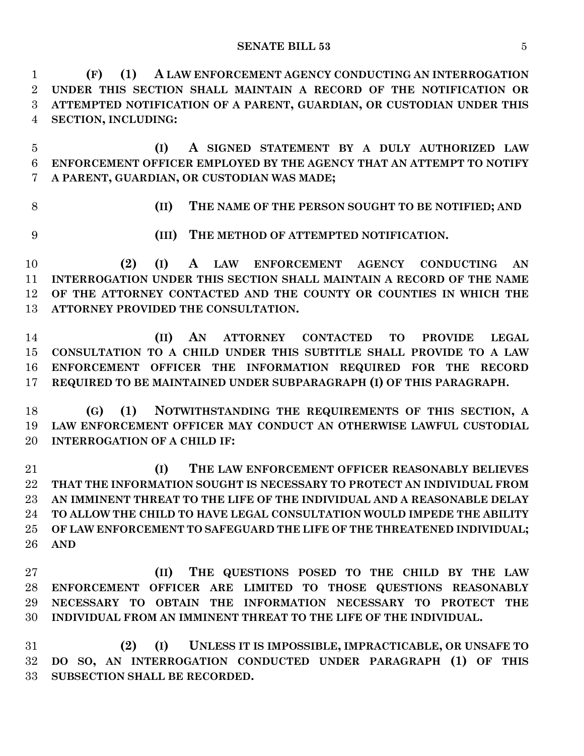**(F) (1) A LAW ENFORCEMENT AGENCY CONDUCTING AN INTERROGATION UNDER THIS SECTION SHALL MAINTAIN A RECORD OF THE NOTIFICATION OR ATTEMPTED NOTIFICATION OF A PARENT, GUARDIAN, OR CUSTODIAN UNDER THIS SECTION, INCLUDING:**

**(I) A SIGNED STATEMENT BY A DULY AUTHORIZED LAW ENFORCEMENT OFFICER EMPLOYED BY THE AGENCY THAT AN ATTEMPT TO NOTIFY A PARENT, GUARDIAN, OR CUSTODIAN WAS MADE;**

**(II) THE NAME OF THE PERSON SOUGHT TO BE NOTIFIED; AND**

**(III) THE METHOD OF ATTEMPTED NOTIFICATION.**

**(2) (I) A LAW ENFORCEMENT AGENCY CONDUCTING AN INTERROGATION UNDER THIS SECTION SHALL MAINTAIN A RECORD OF THE NAME OF THE ATTORNEY CONTACTED AND THE COUNTY OR COUNTIES IN WHICH THE ATTORNEY PROVIDED THE CONSULTATION.**

**(II) AN ATTORNEY CONTACTED TO PROVIDE LEGAL CONSULTATION TO A CHILD UNDER THIS SUBTITLE SHALL PROVIDE TO A LAW ENFORCEMENT OFFICER THE INFORMATION REQUIRED FOR THE RECORD REQUIRED TO BE MAINTAINED UNDER SUBPARAGRAPH (I) OF THIS PARAGRAPH.**

**(G) (1) NOTWITHSTANDING THE REQUIREMENTS OF THIS SECTION, A LAW ENFORCEMENT OFFICER MAY CONDUCT AN OTHERWISE LAWFUL CUSTODIAL INTERROGATION OF A CHILD IF:**

**(I) THE LAW ENFORCEMENT OFFICER REASONABLY BELIEVES THAT THE INFORMATION SOUGHT IS NECESSARY TO PROTECT AN INDIVIDUAL FROM AN IMMINENT THREAT TO THE LIFE OF THE INDIVIDUAL AND A REASONABLE DELAY TO ALLOW THE CHILD TO HAVE LEGAL CONSULTATION WOULD IMPEDE THE ABILITY OF LAW ENFORCEMENT TO SAFEGUARD THE LIFE OF THE THREATENED INDIVIDUAL; AND**

**(II) THE QUESTIONS POSED TO THE CHILD BY THE LAW ENFORCEMENT OFFICER ARE LIMITED TO THOSE QUESTIONS REASONABLY NECESSARY TO OBTAIN THE INFORMATION NECESSARY TO PROTECT THE INDIVIDUAL FROM AN IMMINENT THREAT TO THE LIFE OF THE INDIVIDUAL.**

**(2) (I) UNLESS IT IS IMPOSSIBLE, IMPRACTICABLE, OR UNSAFE TO DO SO, AN INTERROGATION CONDUCTED UNDER PARAGRAPH (1) OF THIS SUBSECTION SHALL BE RECORDED.**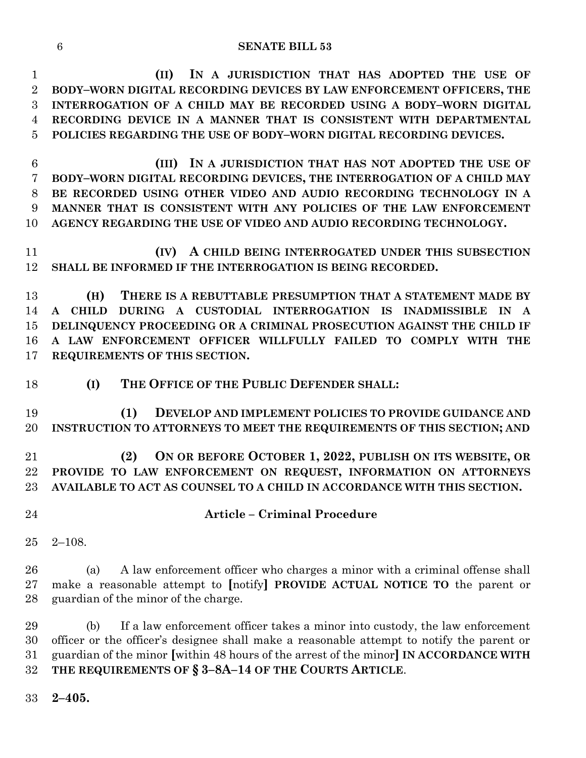**(II) IN A JURISDICTION THAT HAS ADOPTED THE USE OF BODY–WORN DIGITAL RECORDING DEVICES BY LAW ENFORCEMENT OFFICERS, THE INTERROGATION OF A CHILD MAY BE RECORDED USING A BODY–WORN DIGITAL RECORDING DEVICE IN A MANNER THAT IS CONSISTENT WITH DEPARTMENTAL POLICIES REGARDING THE USE OF BODY–WORN DIGITAL RECORDING DEVICES.**

**(III) IN A JURISDICTION THAT HAS NOT ADOPTED THE USE OF BODY–WORN DIGITAL RECORDING DEVICES, THE INTERROGATION OF A CHILD MAY BE RECORDED USING OTHER VIDEO AND AUDIO RECORDING TECHNOLOGY IN A MANNER THAT IS CONSISTENT WITH ANY POLICIES OF THE LAW ENFORCEMENT AGENCY REGARDING THE USE OF VIDEO AND AUDIO RECORDING TECHNOLOGY.**

**(IV) A CHILD BEING INTERROGATED UNDER THIS SUBSECTION SHALL BE INFORMED IF THE INTERROGATION IS BEING RECORDED.**

**(H) THERE IS A REBUTTABLE PRESUMPTION THAT A STATEMENT MADE BY A CHILD DURING A CUSTODIAL INTERROGATION IS INADMISSIBLE IN A DELINQUENCY PROCEEDING OR A CRIMINAL PROSECUTION AGAINST THE CHILD IF A LAW ENFORCEMENT OFFICER WILLFULLY FAILED TO COMPLY WITH THE REQUIREMENTS OF THIS SECTION.**

**(I) THE OFFICE OF THE PUBLIC DEFENDER SHALL:**

**(1) DEVELOP AND IMPLEMENT POLICIES TO PROVIDE GUIDANCE AND INSTRUCTION TO ATTORNEYS TO MEET THE REQUIREMENTS OF THIS SECTION; AND**

**(2) ON OR BEFORE OCTOBER 1, 2022, PUBLISH ON ITS WEBSITE, OR PROVIDE TO LAW ENFORCEMENT ON REQUEST, INFORMATION ON ATTORNEYS AVAILABLE TO ACT AS COUNSEL TO A CHILD IN ACCORDANCE WITH THIS SECTION.**

## Article – Criminal Procedure

2–108.

(a) A law enforcement officer who charges a minor with a criminal offense shall make a reasonable attempt to [notify] **PROVIDE ACTUAL NOTICE TO** the parent or guardian of the minor of the charge.

(b) If a law enforcement officer takes a minor into custody, the law enforcement officer or the officer's designee shall make a reasonable attempt to notify the parent or guardian of the minor [within 48 hours of the arrest of the minor] **IN ACCORDANCE WITH THE REQUIREMENTS OF § 3–8A–14 OF THE COURTS ARTICLE**.

**2–405.**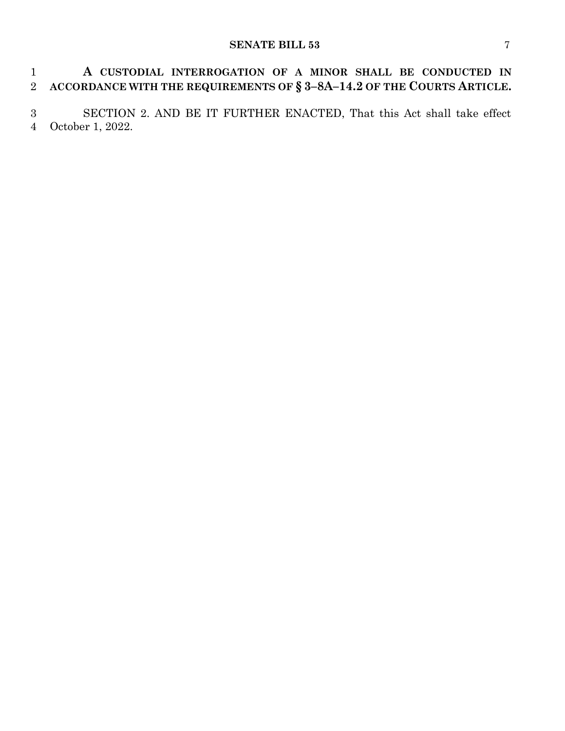**A CUSTODIAL INTERROGATION OF A MINOR SHALL BE CONDUCTED IN ACCORDANCE WITH THE REQUIREMENTS OF § 3–8A–14.2 OF THE COURTS ARTICLE.**

SECTION 2. AND BE IT FURTHER ENACTED, That this Act shall take effect October 1, 2022.